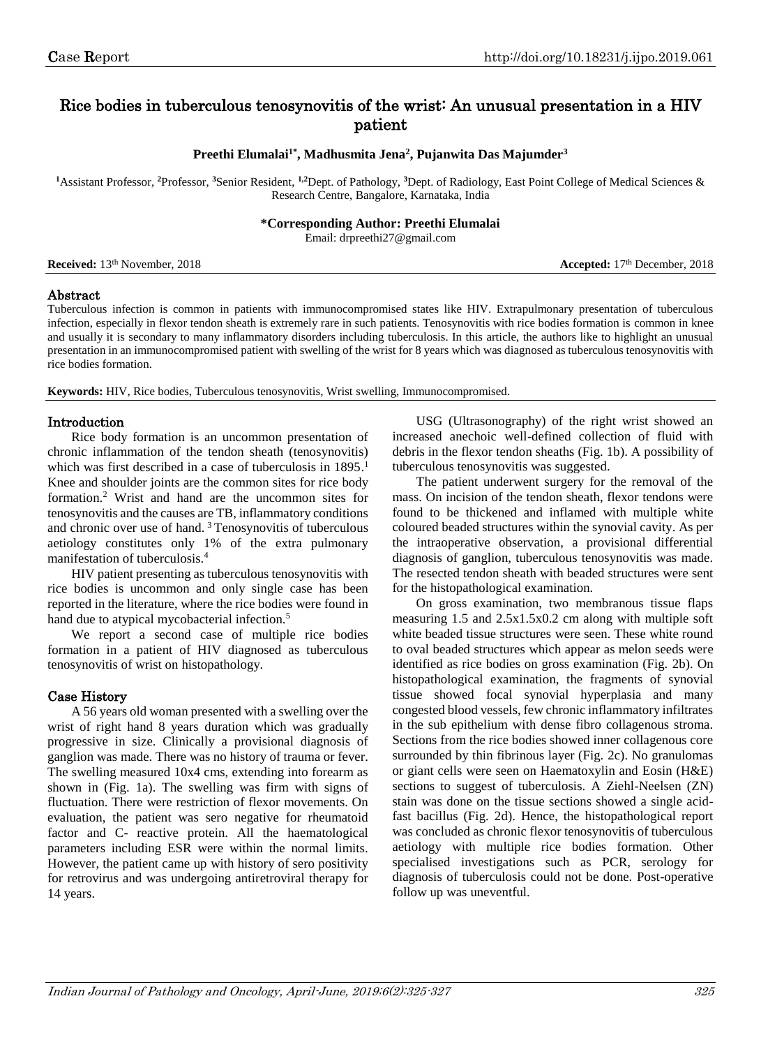Case Report

http://doi.org/10.18231/j.ijpo.2019.061

# Rice bodies in tuberculous tenosynovitis of the wrist: An unusual presentation in a HIV patient

**Preethi Elumalai[1*], Madhusmita Jena[2], Pujanwita Das Majumder[3]**

[1]Assistant Professor, [2]Professor, [3]Senior Resident, [1,2]Dept. of Pathology, [3]Dept. of Radiology, East Point College of Medical Sciences & Research Centre, Bangalore, Karnataka, India

**\*Corresponding Author: Preethi Elumalai**
Email: drpreethi27@gmail.com

**Received:** 13th November, 2018 **Accepted:** 17th December, 2018

## Abstract

Tuberculous infection is common in patients with immunocompromised states like HIV. Extrapulmonary presentation of tuberculous infection, especially in flexor tendon sheath is extremely rare in such patients. Tenosynovitis with rice bodies formation is common in knee and usually it is secondary to many inflammatory disorders including tuberculosis. In this article, the authors like to highlight an unusual presentation in an immunocompromised patient with swelling of the wrist for 8 years which was diagnosed as tuberculous tenosynovitis with rice bodies formation.

**Keywords:** HIV, Rice bodies, Tuberculous tenosynovitis, Wrist swelling, Immunocompromised.

## Introduction

Rice body formation is an uncommon presentation of chronic inflammation of the tendon sheath (tenosynovitis) which was first described in a case of tuberculosis in 1895.[1] Knee and shoulder joints are the common sites for rice body formation.[2] Wrist and hand are the uncommon sites for tenosynovitis and the causes are TB, inflammatory conditions and chronic over use of hand.[3] Tenosynovitis of tuberculous aetiology constitutes only 1% of the extra pulmonary manifestation of tuberculosis.[4]

HIV patient presenting as tuberculous tenosynovitis with rice bodies is uncommon and only single case has been reported in the literature, where the rice bodies were found in hand due to atypical mycobacterial infection.[5]

We report a second case of multiple rice bodies formation in a patient of HIV diagnosed as tuberculous tenosynovitis of wrist on histopathology.

## Case History

A 56 years old woman presented with a swelling over the wrist of right hand 8 years duration which was gradually progressive in size. Clinically a provisional diagnosis of ganglion was made. There was no history of trauma or fever. The swelling measured 10x4 cms, extending into forearm as shown in (Fig. 1a). The swelling was firm with signs of fluctuation. There were restriction of flexor movements. On evaluation, the patient was sero negative for rheumatoid factor and C- reactive protein. All the haematological parameters including ESR were within the normal limits. However, the patient came up with history of sero positivity for retrovirus and was undergoing antiretroviral therapy for 14 years.

USG (Ultrasonography) of the right wrist showed an increased anechoic well-defined collection of fluid with debris in the flexor tendon sheaths (Fig. 1b). A possibility of tuberculous tenosynovitis was suggested.

The patient underwent surgery for the removal of the mass. On incision of the tendon sheath, flexor tendons were found to be thickened and inflamed with multiple white coloured beaded structures within the synovial cavity. As per the intraoperative observation, a provisional differential diagnosis of ganglion, tuberculous tenosynovitis was made. The resected tendon sheath with beaded structures were sent for the histopathological examination.

On gross examination, two membranous tissue flaps measuring 1.5 and 2.5x1.5x0.2 cm along with multiple soft white beaded tissue structures were seen. These white round to oval beaded structures which appear as melon seeds were identified as rice bodies on gross examination (Fig. 2b). On histopathological examination, the fragments of synovial tissue showed focal synovial hyperplasia and many congested blood vessels, few chronic inflammatory infiltrates in the sub epithelium with dense fibro collagenous stroma. Sections from the rice bodies showed inner collagenous core surrounded by thin fibrinous layer (Fig. 2c). No granulomas or giant cells were seen on Haematoxylin and Eosin (H&E) sections to suggest of tuberculosis. A Ziehl-Neelsen (ZN) stain was done on the tissue sections showed a single acid-fast bacillus (Fig. 2d). Hence, the histopathological report was concluded as chronic flexor tenosynovitis of tuberculous aetiology with multiple rice bodies formation. Other specialised investigations such as PCR, serology for diagnosis of tuberculosis could not be done. Post-operative follow up was uneventful.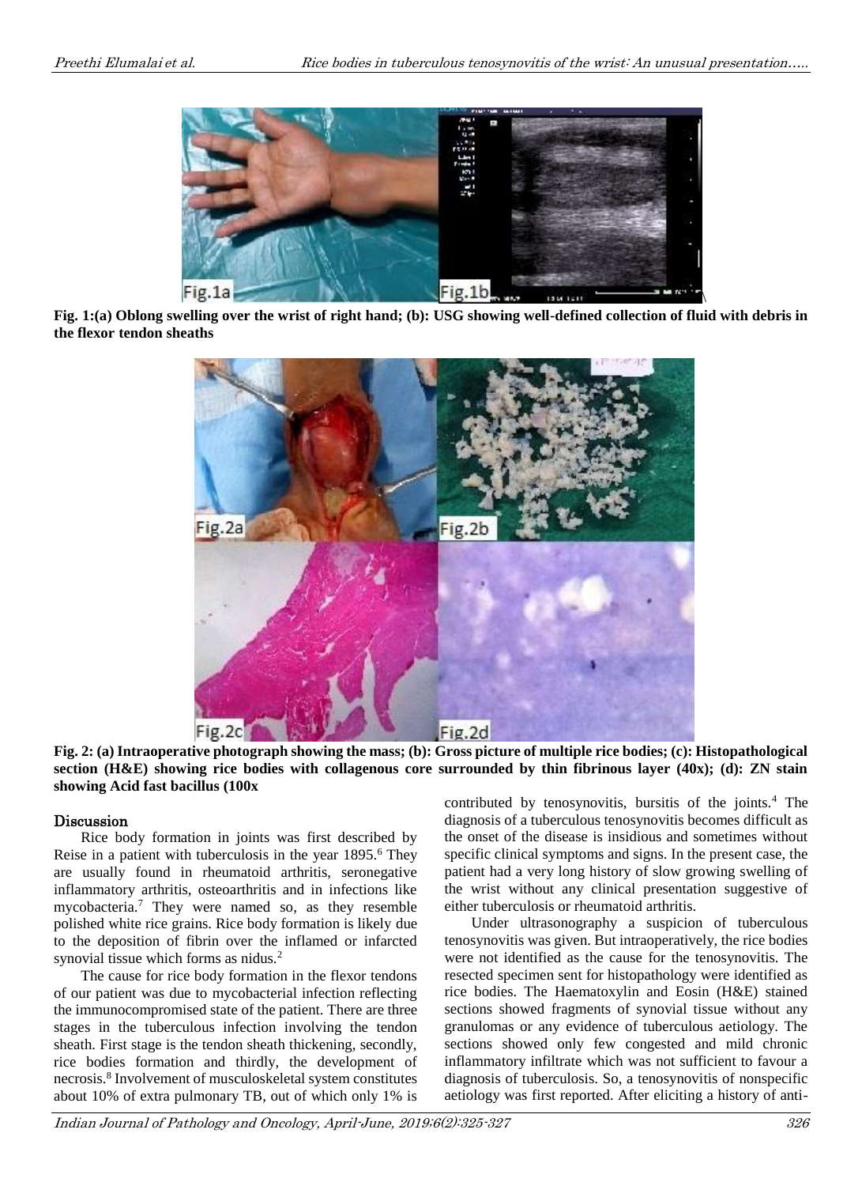Fig. 1:(a) Oblong swelling over the wrist of right hand; (b): USG showing well-defined collection of fluid with debris in the flexor tendon sheaths

Fig. 2: (a) Intraoperative photograph showing the mass; (b): Gross picture of multiple rice bodies; (c): Histopathological section (H&E) showing rice bodies with collagenous core surrounded by thin fibrinous layer (40x); (d): ZN stain showing Acid fast bacillus (100x

## Discussion

Rice body formation in joints was first described by Reise in a patient with tuberculosis in the year 1895.[6] They are usually found in rheumatoid arthritis, seronegative inflammatory arthritis, osteoarthritis and in infections like mycobacteria.[7] They were named so, as they resemble polished white rice grains. Rice body formation is likely due to the deposition of fibrin over the inflamed or infarcted synovial tissue which forms as nidus.[2]

The cause for rice body formation in the flexor tendons of our patient was due to mycobacterial infection reflecting the immunocompromised state of the patient. There are three stages in the tuberculous infection involving the tendon sheath. First stage is the tendon sheath thickening, secondly, rice bodies formation and thirdly, the development of necrosis.[8] Involvement of musculoskeletal system constitutes about 10% of extra pulmonary TB, out of which only 1% is contributed by tenosynovitis, bursitis of the joints.[4] The diagnosis of a tuberculous tenosynovitis becomes difficult as the onset of the disease is insidious and sometimes without specific clinical symptoms and signs. In the present case, the patient had a very long history of slow growing swelling of the wrist without any clinical presentation suggestive of either tuberculosis or rheumatoid arthritis.

Under ultrasonography a suspicion of tuberculous tenosynovitis was given. But intraoperatively, the rice bodies were not identified as the cause for the tenosynovitis. The resected specimen sent for histopathology were identified as rice bodies. The Haematoxylin and Eosin (H&E) stained sections showed fragments of synovial tissue without any granulomas or any evidence of tuberculous aetiology. The sections showed only few congested and mild chronic inflammatory infiltrate which was not sufficient to favour a diagnosis of tuberculosis. So, a tenosynovitis of nonspecific aetiology was first reported. After eliciting a history of anti-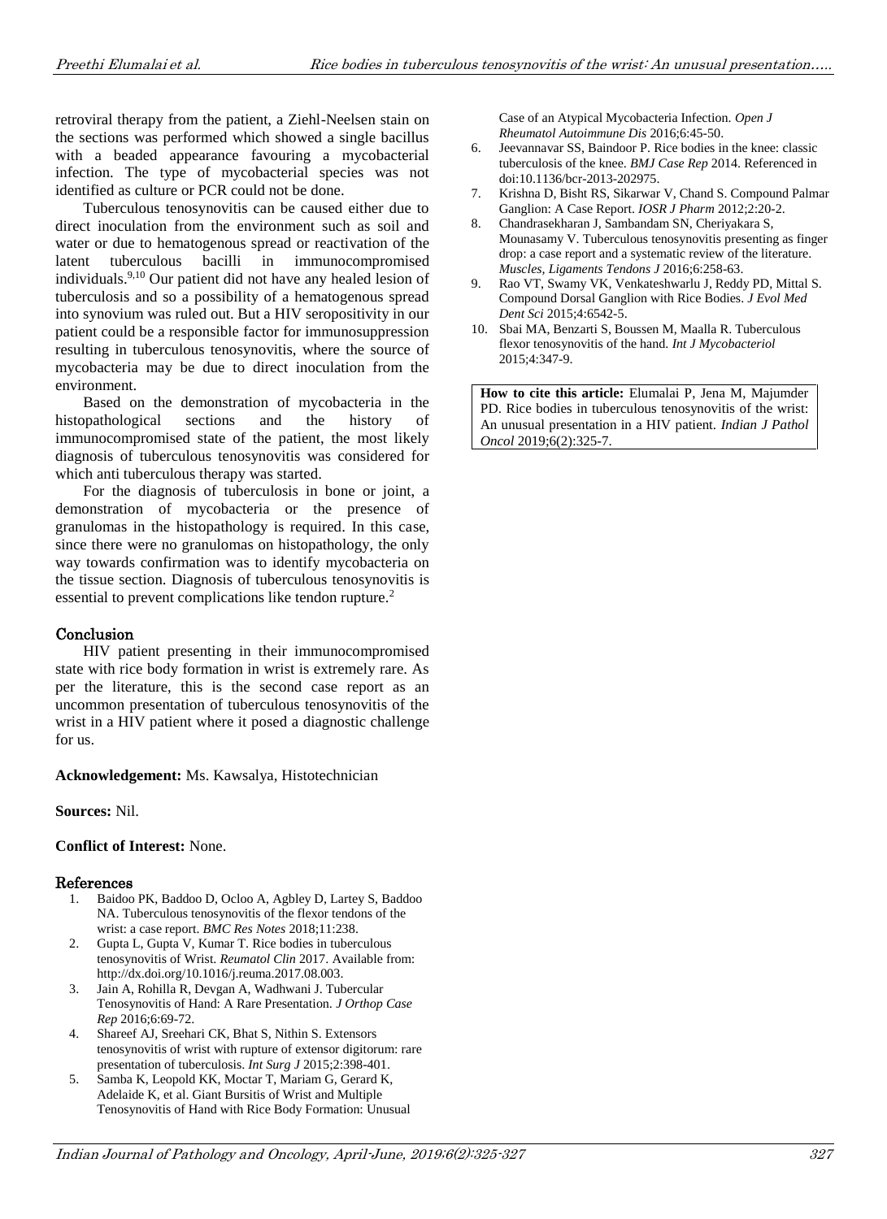retroviral therapy from the patient, a Ziehl-Neelsen stain on the sections was performed which showed a single bacillus with a beaded appearance favouring a mycobacterial infection. The type of mycobacterial species was not identified as culture or PCR could not be done.

Tuberculous tenosynovitis can be caused either due to direct inoculation from the environment such as soil and water or due to hematogenous spread or reactivation of the latent tuberculous bacilli in immunocompromised individuals.[9,10] Our patient did not have any healed lesion of tuberculosis and so a possibility of a hematogenous spread into synovium was ruled out. But a HIV seropositivity in our patient could be a responsible factor for immunosuppression resulting in tuberculous tenosynovitis, where the source of mycobacteria may be due to direct inoculation from the environment.

Based on the demonstration of mycobacteria in the histopathological sections and the history of immunocompromised state of the patient, the most likely diagnosis of tuberculous tenosynovitis was considered for which anti tuberculous therapy was started.

For the diagnosis of tuberculosis in bone or joint, a demonstration of mycobacteria or the presence of granulomas in the histopathology is required. In this case, since there were no granulomas on histopathology, the only way towards confirmation was to identify mycobacteria on the tissue section. Diagnosis of tuberculous tenosynovitis is essential to prevent complications like tendon rupture.[2]

## Conclusion

HIV patient presenting in their immunocompromised state with rice body formation in wrist is extremely rare. As per the literature, this is the second case report as an uncommon presentation of tuberculous tenosynovitis of the wrist in a HIV patient where it posed a diagnostic challenge for us.

**Acknowledgement:** Ms. Kawsalya, Histotechnician

**Sources:** Nil.

**Conflict of Interest:** None.

## References

1. Baidoo PK, Baddoo D, Ocloo A, Agbley D, Lartey S, Baddoo NA. Tuberculous tenosynovitis of the flexor tendons of the wrist: a case report. *BMC Res Notes* 2018;11:238.
2. Gupta L, Gupta V, Kumar T. Rice bodies in tuberculous tenosynovitis of Wrist. *Reumatol Clin* 2017. Available from: http://dx.doi.org/10.1016/j.reuma.2017.08.003.
3. Jain A, Rohilla R, Devgan A, Wadhwani J. Tubercular Tenosynovitis of Hand: A Rare Presentation. *J Orthop Case Rep* 2016;6:69-72.
4. Shareef AJ, Sreehari CK, Bhat S, Nithin S. Extensors tenosynovitis of wrist with rupture of extensor digitorum: rare presentation of tuberculosis. *Int Surg J* 2015;2:398-401.
5. Samba K, Leopold KK, Moctar T, Mariam G, Gerard K, Adelaide K, et al. Giant Bursitis of Wrist and Multiple Tenosynovitis of Hand with Rice Body Formation: Unusual Case of an Atypical Mycobacteria Infection. *Open J Rheumatol Autoimmune Dis* 2016;6:45-50.
6. Jeevannavar SS, Baindoor P. Rice bodies in the knee: classic tuberculosis of the knee. *BMJ Case Rep* 2014. Referenced in doi:10.1136/bcr-2013-202975.
7. Krishna D, Bisht RS, Sikarwar V, Chand S. Compound Palmar Ganglion: A Case Report. *IOSR J Pharm* 2012;2:20-2.
8. Chandrasekharan J, Sambandam SN, Cheriyakara S, Mounasamy V. Tuberculous tenosynovitis presenting as finger drop: a case report and a systematic review of the literature. *Muscles, Ligaments Tendons J* 2016;6:258-63.
9. Rao VT, Swamy VK, Venkateshwarlu J, Reddy PD, Mittal S. Compound Dorsal Ganglion with Rice Bodies. *J Evol Med Dent Sci* 2015;4:6542-5.
10. Sbai MA, Benzarti S, Boussen M, Maalla R. Tuberculous flexor tenosynovitis of the hand. *Int J Mycobacteriol* 2015;4:347-9.

**How to cite this article:** Elumalai P, Jena M, Majumder PD. Rice bodies in tuberculous tenosynovitis of the wrist: An unusual presentation in a HIV patient. *Indian J Pathol Oncol* 2019;6(2):325-7.